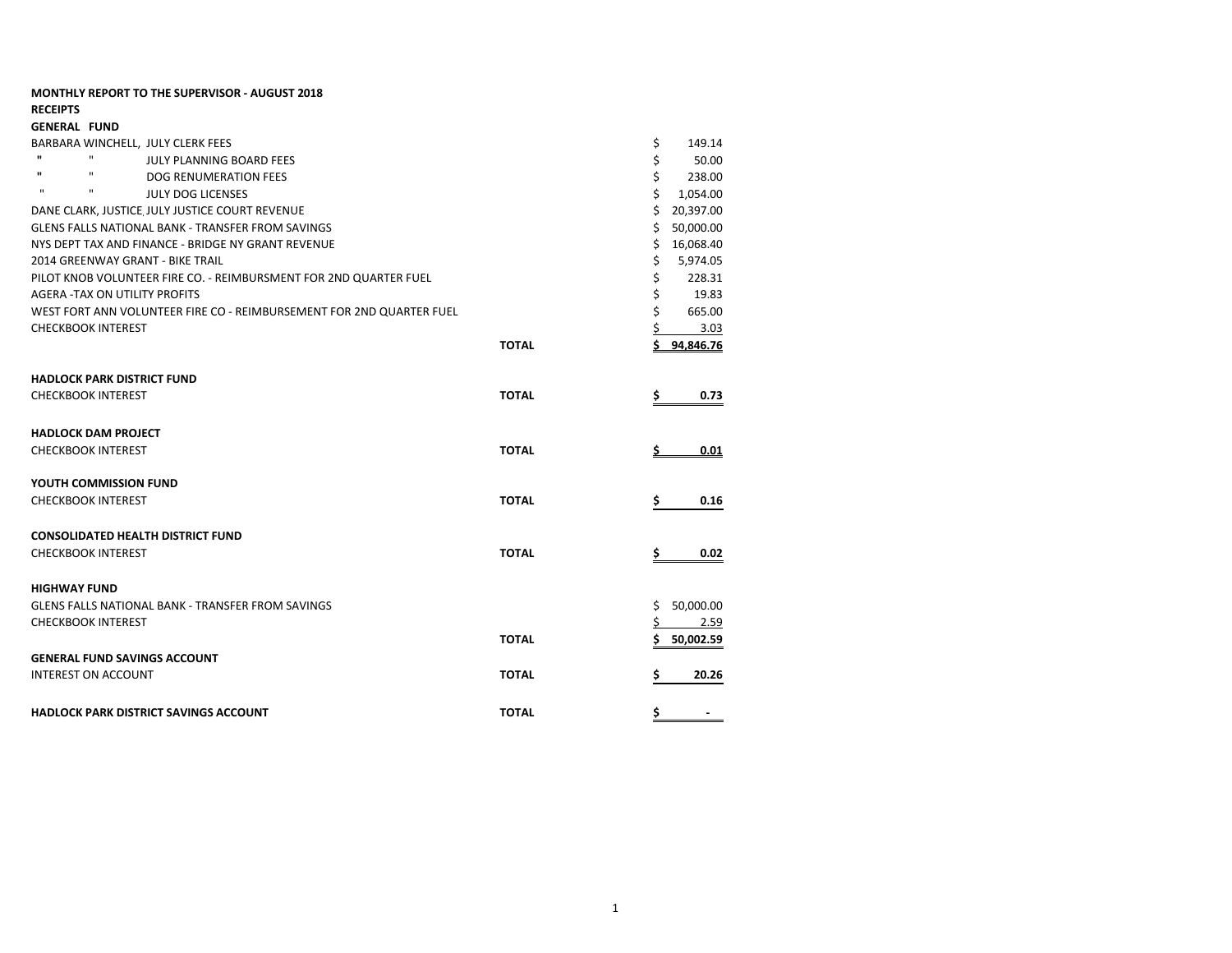**MONTHLY REPORT TO THE SUPERVISOR - AUGUST 2018**

**RECEIPTS**

**GENERAL FUND**

| | | |
|---|---|---|
| BARBARA WINCHELL, JULY CLERK FEES | | $ 149.14 |
| " " JULY PLANNING BOARD FEES | | $ 50.00 |
| " " DOG RENUMERATION FEES | | $ 238.00 |
| " " JULY DOG LICENSES | | $ 1,054.00 |
| DANE CLARK, JUSTICE, JULY JUSTICE COURT REVENUE | | $ 20,397.00 |
| GLENS FALLS NATIONAL BANK - TRANSFER FROM SAVINGS | | $ 50,000.00 |
| NYS DEPT TAX AND FINANCE - BRIDGE NY GRANT REVENUE | | $ 16,068.40 |
| 2014 GREENWAY GRANT - BIKE TRAIL | | $ 5,974.05 |
| PILOT KNOB VOLUNTEER FIRE CO. - REIMBURSMENT FOR 2ND QUARTER FUEL | | $ 228.31 |
| AGERA -TAX ON UTILITY PROFITS | | $ 19.83 |
| WEST FORT ANN VOLUNTEER FIRE CO - REIMBURSEMENT FOR 2ND QUARTER FUEL | | $ 665.00 |
| CHECKBOOK INTEREST | | $ 3.03 |
| | **TOTAL** | **$ 94,846.76** |

**HADLOCK PARK DISTRICT FUND**

| | | |
|---|---|---|
| CHECKBOOK INTEREST | **TOTAL** | **$ 0.73** |

**HADLOCK DAM PROJECT**

| | | |
|---|---|---|
| CHECKBOOK INTEREST | **TOTAL** | **$ 0.01** |

**YOUTH COMMISSION FUND**

| | | |
|---|---|---|
| CHECKBOOK INTEREST | **TOTAL** | **$ 0.16** |

**CONSOLIDATED HEALTH DISTRICT FUND**

| | | |
|---|---|---|
| CHECKBOOK INTEREST | **TOTAL** | **$ 0.02** |

**HIGHWAY FUND**

| | | |
|---|---|---|
| GLENS FALLS NATIONAL BANK - TRANSFER FROM SAVINGS | | $ 50,000.00 |
| CHECKBOOK INTEREST | | $ 2.59 |
| | **TOTAL** | **$ 50,002.59** |

**GENERAL FUND SAVINGS ACCOUNT**

| | | |
|---|---|---|
| INTEREST ON ACCOUNT | **TOTAL** | **$ 20.26** |

| | | |
|---|---|---|
| **HADLOCK PARK DISTRICT SAVINGS ACCOUNT** | **TOTAL** | **$ -** |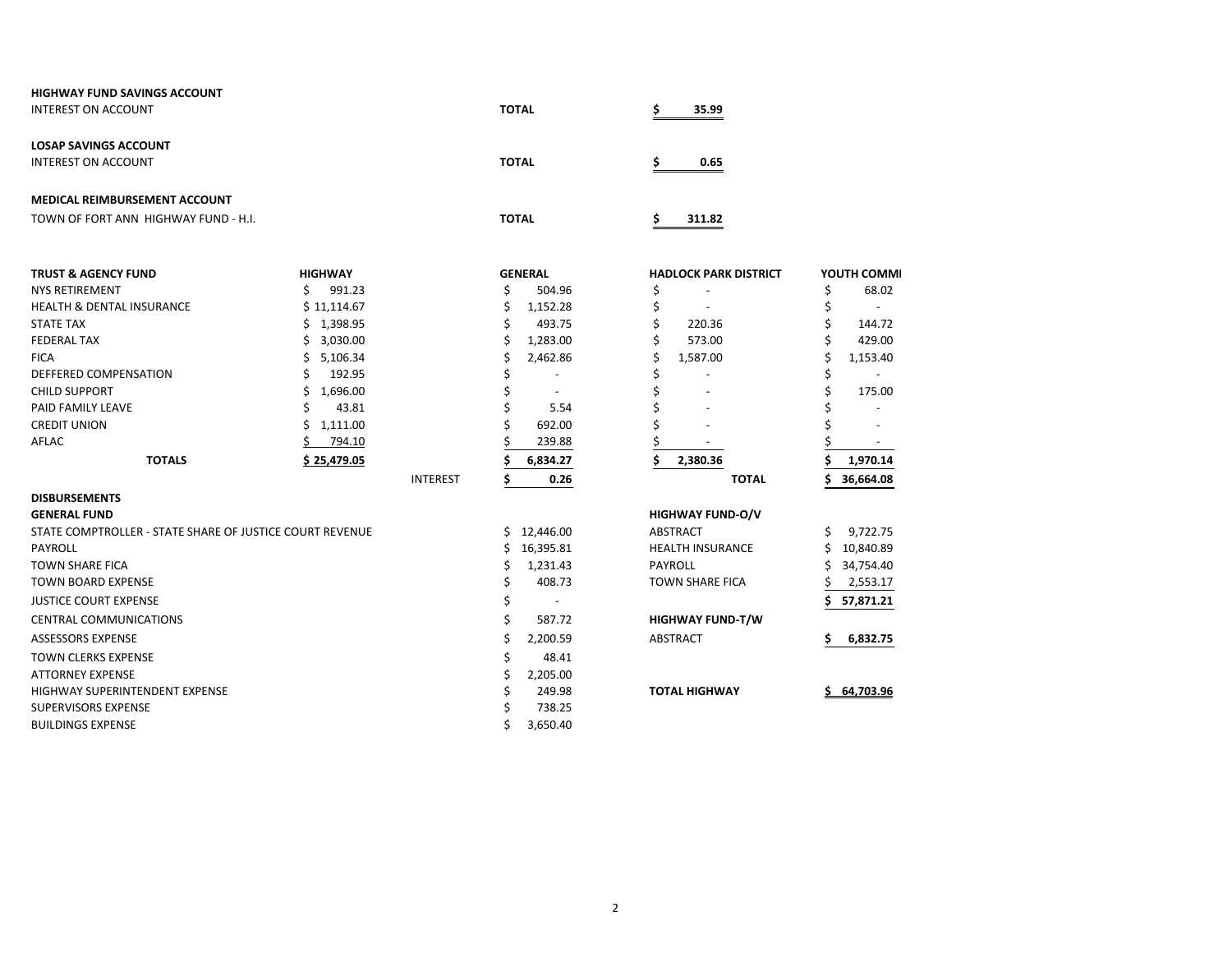**HIGHWAY FUND SAVINGS ACCOUNT**

| | | |
|---|---|---|
| INTEREST ON ACCOUNT | **TOTAL** | **$ 35.99** |

**LOSAP SAVINGS ACCOUNT**

| | | |
|---|---|---|
| INTEREST ON ACCOUNT | **TOTAL** | **$ 0.65** |

**MEDICAL REIMBURSEMENT ACCOUNT**

| | | |
|---|---|---|
| TOWN OF FORT ANN HIGHWAY FUND - H.I. | **TOTAL** | **$ 311.82** |

| **TRUST & AGENCY FUND** | **HIGHWAY** | | **GENERAL** | **HADLOCK PARK DISTRICT** | **YOUTH COMMI** |
|---|---|---|---|---|---|
| NYS RETIREMENT | $ 991.23 | | $ 504.96 | $ - | $ 68.02 |
| HEALTH & DENTAL INSURANCE | $ 11,114.67 | | $ 1,152.28 | $ - | $ - |
| STATE TAX | $ 1,398.95 | | $ 493.75 | $ 220.36 | $ 144.72 |
| FEDERAL TAX | $ 3,030.00 | | $ 1,283.00 | $ 573.00 | $ 429.00 |
| FICA | $ 5,106.34 | | $ 2,462.86 | $ 1,587.00 | $ 1,153.40 |
| DEFFERED COMPENSATION | $ 192.95 | | $ - | $ - | $ - |
| CHILD SUPPORT | $ 1,696.00 | | $ - | $ - | $ 175.00 |
| PAID FAMILY LEAVE | $ 43.81 | | $ 5.54 | $ - | $ - |
| CREDIT UNION | $ 1,111.00 | | $ 692.00 | $ - | $ - |
| AFLAC | $ 794.10 | | $ 239.88 | $ - | $ - |
| **TOTALS** | **$ 25,479.05** | | **$ 6,834.27** | **$ 2,380.36** | **$ 1,970.14** |
| | | INTEREST | **$ 0.26** | **TOTAL** | **$ 36,664.08** |

**DISBURSEMENTS**

| **GENERAL FUND** | | **HIGHWAY FUND-O/V** | |
|---|---|---|---|
| STATE COMPTROLLER - STATE SHARE OF JUSTICE COURT REVENUE | $ 12,446.00 | ABSTRACT | $ 9,722.75 |
| PAYROLL | $ 16,395.81 | HEALTH INSURANCE | $ 10,840.89 |
| TOWN SHARE FICA | $ 1,231.43 | PAYROLL | $ 34,754.40 |
| TOWN BOARD EXPENSE | $ 408.73 | TOWN SHARE FICA | $ 2,553.17 |
| JUSTICE COURT EXPENSE | $ - | | **$ 57,871.21** |
| CENTRAL COMMUNICATIONS | $ 587.72 | **HIGHWAY FUND-T/W** | |
| ASSESSORS EXPENSE | $ 2,200.59 | ABSTRACT | **$ 6,832.75** |
| TOWN CLERKS EXPENSE | $ 48.41 | | |
| ATTORNEY EXPENSE | $ 2,205.00 | | |
| HIGHWAY SUPERINTENDENT EXPENSE | $ 249.98 | **TOTAL HIGHWAY** | **$ 64,703.96** |
| SUPERVISORS EXPENSE | $ 738.25 | | |
| BUILDINGS EXPENSE | $ 3,650.40 | | |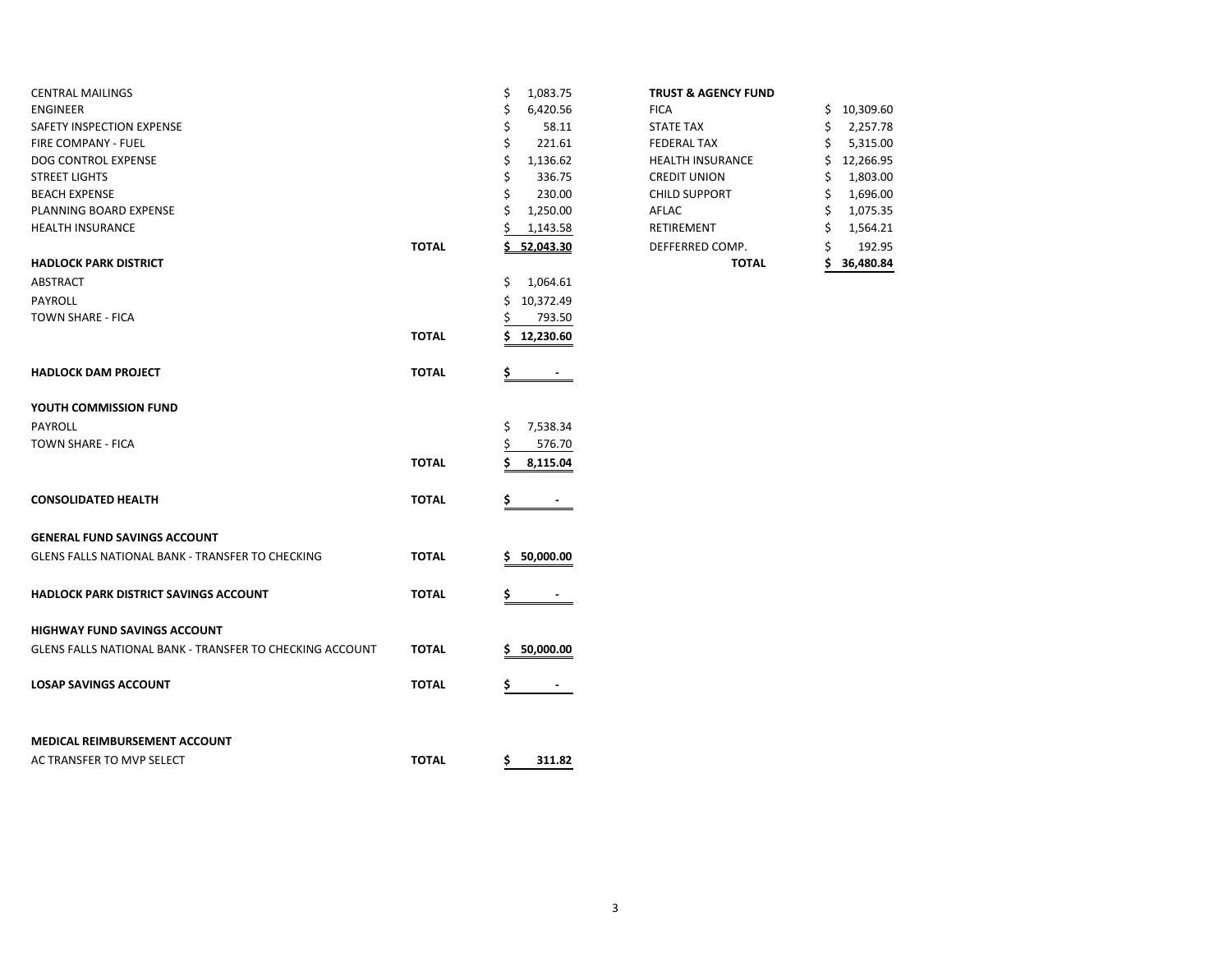| | | |
|---|---|---|
| CENTRAL MAILINGS | | $ 1,083.75 |
| ENGINEER | | $ 6,420.56 |
| SAFETY INSPECTION EXPENSE | | $ 58.11 |
| FIRE COMPANY - FUEL | | $ 221.61 |
| DOG CONTROL EXPENSE | | $ 1,136.62 |
| STREET LIGHTS | | $ 336.75 |
| BEACH EXPENSE | | $ 230.00 |
| PLANNING BOARD EXPENSE | | $ 1,250.00 |
| HEALTH INSURANCE | | $ 1,143.58 |
| | **TOTAL** | **$ 52,043.30** |
| **HADLOCK PARK DISTRICT** | | |
| ABSTRACT | | $ 1,064.61 |
| PAYROLL | | $ 10,372.49 |
| TOWN SHARE - FICA | | $ 793.50 |
| | **TOTAL** | **$ 12,230.60** |
| **HADLOCK DAM PROJECT** | **TOTAL** | **$ -** |
| **YOUTH COMMISSION FUND** | | |
| PAYROLL | | $ 7,538.34 |
| TOWN SHARE - FICA | | $ 576.70 |
| | **TOTAL** | **$ 8,115.04** |
| **CONSOLIDATED HEALTH** | **TOTAL** | **$ -** |
| **GENERAL FUND SAVINGS ACCOUNT** | | |
| GLENS FALLS NATIONAL BANK - TRANSFER TO CHECKING | **TOTAL** | **$ 50,000.00** |
| **HADLOCK PARK DISTRICT SAVINGS ACCOUNT** | **TOTAL** | **$ -** |
| **HIGHWAY FUND SAVINGS ACCOUNT** | | |
| GLENS FALLS NATIONAL BANK - TRANSFER TO CHECKING ACCOUNT | **TOTAL** | **$ 50,000.00** |
| **LOSAP SAVINGS ACCOUNT** | **TOTAL** | **$ -** |
| **MEDICAL REIMBURSEMENT ACCOUNT** | | |
| AC TRANSFER TO MVP SELECT | **TOTAL** | **$ 311.82** |

| **TRUST & AGENCY FUND** | |
|---|---|
| FICA | $ 10,309.60 |
| STATE TAX | $ 2,257.78 |
| FEDERAL TAX | $ 5,315.00 |
| HEALTH INSURANCE | $ 12,266.95 |
| CREDIT UNION | $ 1,803.00 |
| CHILD SUPPORT | $ 1,696.00 |
| AFLAC | $ 1,075.35 |
| RETIREMENT | $ 1,564.21 |
| DEFFERRED COMP. | $ 192.95 |
| **TOTAL** | **$ 36,480.84** |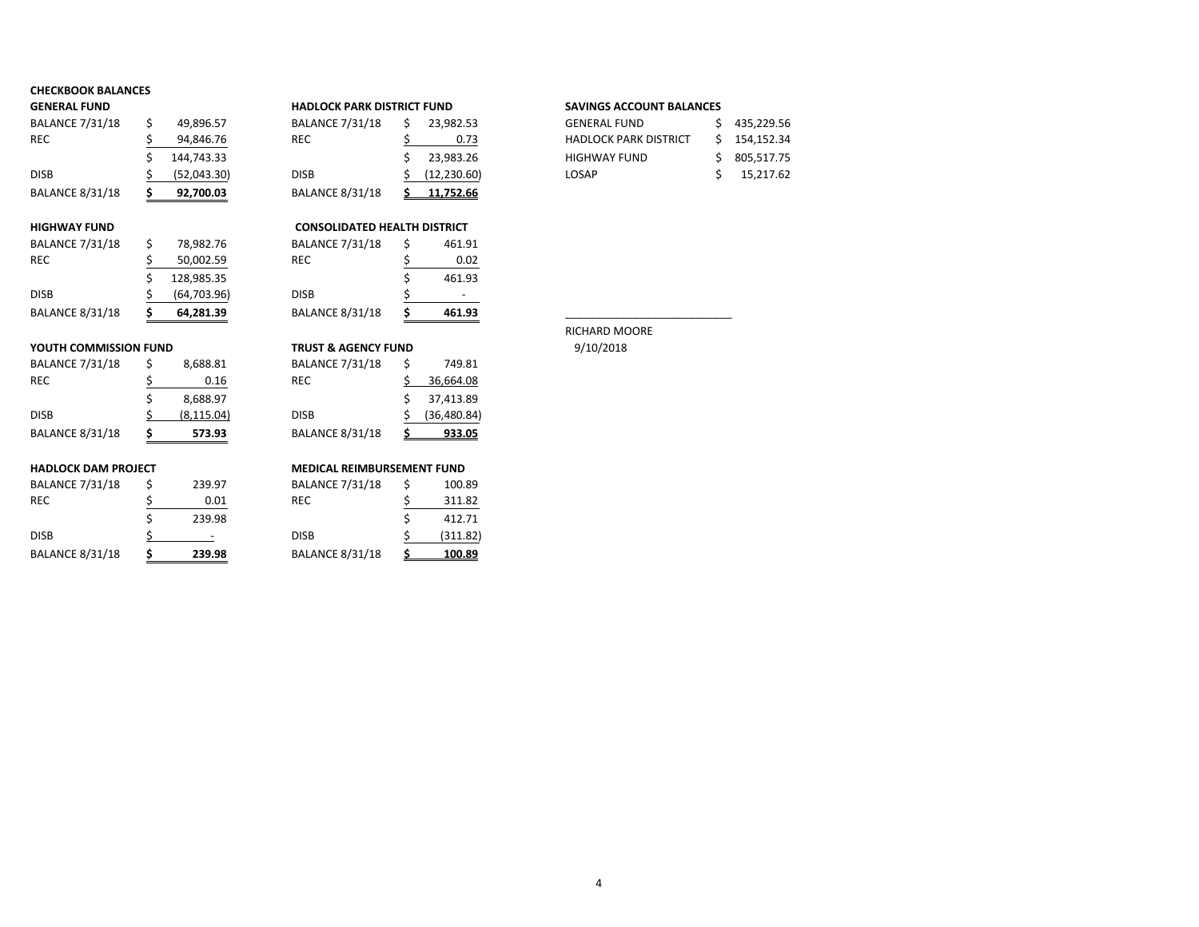**CHECKBOOK BALANCES**

**GENERAL FUND**

| | | |
|---|---|---|
| BALANCE 7/31/18 | $ | 49,896.57 |
| REC | $ | 94,846.76 |
| | $ | 144,743.33 |
| DISB | $ | (52,043.30) |
| BALANCE 8/31/18 | **$** | **92,700.03** |

**HADLOCK PARK DISTRICT FUND**

| | | |
|---|---|---|
| BALANCE 7/31/18 | $ | 23,982.53 |
| REC | $ | 0.73 |
| | $ | 23,983.26 |
| DISB | $ | (12,230.60) |
| BALANCE 8/31/18 | **$** | **11,752.66** |

**SAVINGS ACCOUNT BALANCES**

| | | |
|---|---|---|
| GENERAL FUND | $ | 435,229.56 |
| HADLOCK PARK DISTRICT | $ | 154,152.34 |
| HIGHWAY FUND | $ | 805,517.75 |
| LOSAP | $ | 15,217.62 |

**HIGHWAY FUND**

| | | |
|---|---|---|
| BALANCE 7/31/18 | $ | 78,982.76 |
| REC | $ | 50,002.59 |
| | $ | 128,985.35 |
| DISB | $ | (64,703.96) |
| BALANCE 8/31/18 | **$** | **64,281.39** |

**CONSOLIDATED HEALTH DISTRICT**

| | | |
|---|---|---|
| BALANCE 7/31/18 | $ | 461.91 |
| REC | $ | 0.02 |
| | $ | 461.93 |
| DISB | $ | - |
| BALANCE 8/31/18 | **$** | **461.93** |

**YOUTH COMMISSION FUND**

| | | |
|---|---|---|
| BALANCE 7/31/18 | $ | 8,688.81 |
| REC | $ | 0.16 |
| | $ | 8,688.97 |
| DISB | $ | (8,115.04) |
| BALANCE 8/31/18 | **$** | **573.93** |

**TRUST & AGENCY FUND**

| | | |
|---|---|---|
| BALANCE 7/31/18 | $ | 749.81 |
| REC | $ | 36,664.08 |
| | $ | 37,413.89 |
| DISB | $ | (36,480.84) |
| BALANCE 8/31/18 | **$** | **933.05** |

**HADLOCK DAM PROJECT**

| | | |
|---|---|---|
| BALANCE 7/31/18 | $ | 239.97 |
| REC | $ | 0.01 |
| | $ | 239.98 |
| DISB | $ | - |
| BALANCE 8/31/18 | **$** | **239.98** |

**MEDICAL REIMBURSEMENT FUND**

| | | |
|---|---|---|
| BALANCE 7/31/18 | $ | 100.89 |
| REC | $ | 311.82 |
| | $ | 412.71 |
| DISB | $ | (311.82) |
| BALANCE 8/31/18 | **$** | **100.89** |

\_\_\_\_\_\_\_\_\_\_\_\_\_\_\_\_\_\_\_\_\_\_\_\_\_\_\_\_

RICHARD MOORE

9/10/2018